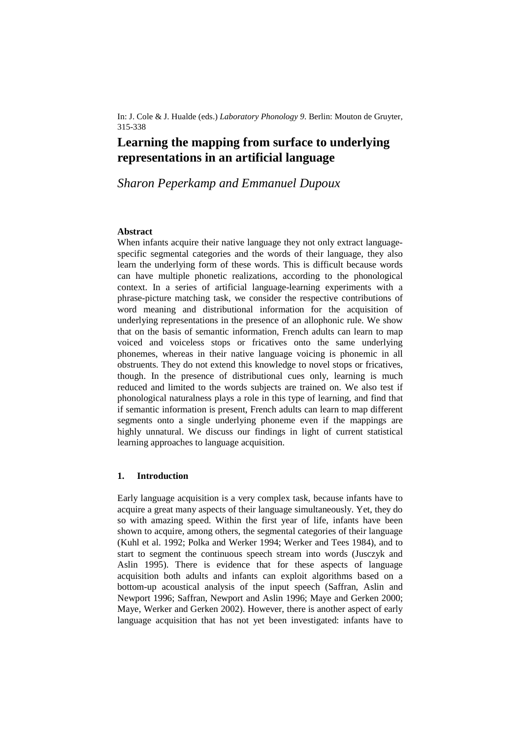In: J. Cole & J. Hualde (eds.) *Laboratory Phonology 9*. Berlin: Mouton de Gruyter, 315-338

# Learning the mapping from surface to underlying representations in an artificial language

*Sharon Peperkamp and Emmanuel Dupoux*

**Abstract**

When infants acquire their native language they not only extract language-specific segmental categories and the words of their language, they also learn the underlying form of these words. This is difficult because words can have multiple phonetic realizations, according to the phonological context. In a series of artificial language-learning experiments with a phrase-picture matching task, we consider the respective contributions of word meaning and distributional information for the acquisition of underlying representations in the presence of an allophonic rule. We show that on the basis of semantic information, French adults can learn to map voiced and voiceless stops or fricatives onto the same underlying phonemes, whereas in their native language voicing is phonemic in all obstruents. They do not extend this knowledge to novel stops or fricatives, though. In the presence of distributional cues only, learning is much reduced and limited to the words subjects are trained on. We also test if phonological naturalness plays a role in this type of learning, and find that if semantic information is present, French adults can learn to map different segments onto a single underlying phoneme even if the mappings are highly unnatural. We discuss our findings in light of current statistical learning approaches to language acquisition.

## 1. Introduction

Early language acquisition is a very complex task, because infants have to acquire a great many aspects of their language simultaneously. Yet, they do so with amazing speed. Within the first year of life, infants have been shown to acquire, among others, the segmental categories of their language (Kuhl et al. 1992; Polka and Werker 1994; Werker and Tees 1984), and to start to segment the continuous speech stream into words (Jusczyk and Aslin 1995). There is evidence that for these aspects of language acquisition both adults and infants can exploit algorithms based on a bottom-up acoustical analysis of the input speech (Saffran, Aslin and Newport 1996; Saffran, Newport and Aslin 1996; Maye and Gerken 2000; Maye, Werker and Gerken 2002). However, there is another aspect of early language acquisition that has not yet been investigated: infants have to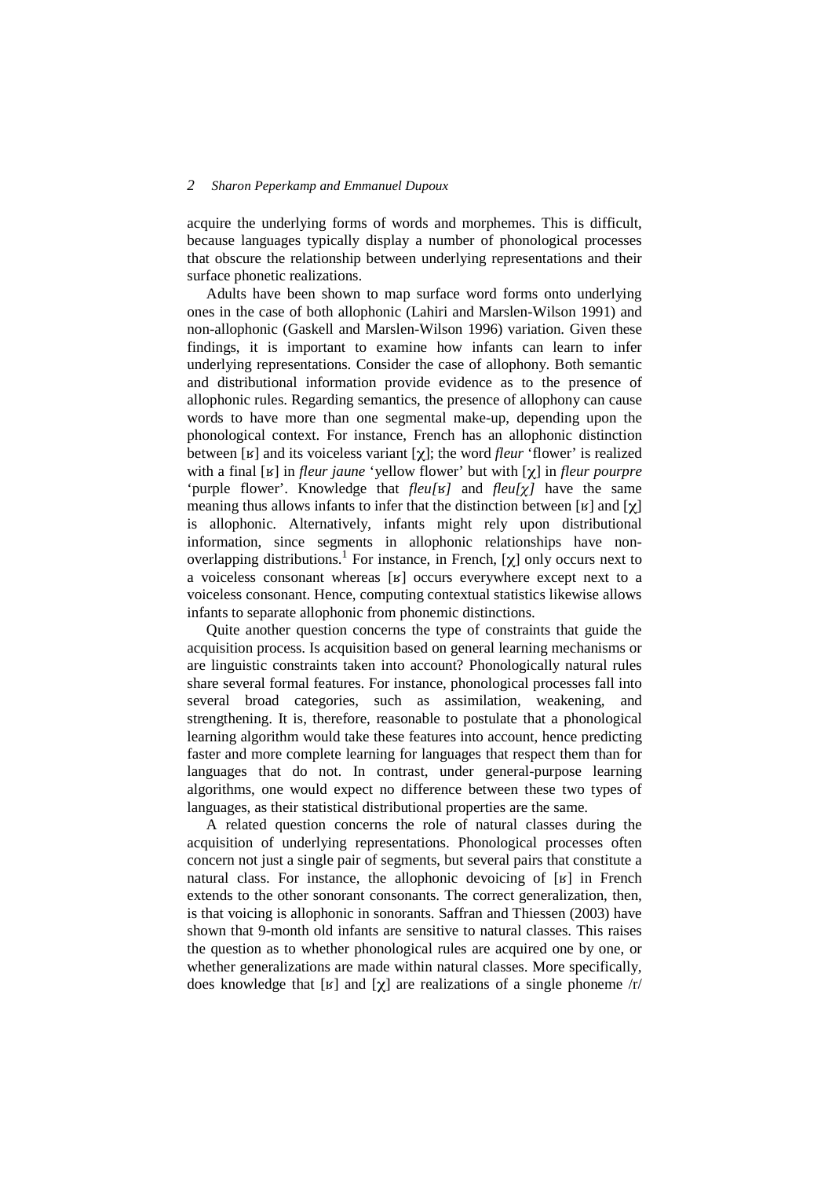acquire the underlying forms of words and morphemes. This is difficult, because languages typically display a number of phonological processes that obscure the relationship between underlying representations and their surface phonetic realizations.

Adults have been shown to map surface word forms onto underlying ones in the case of both allophonic (Lahiri and Marslen-Wilson 1991) and non-allophonic (Gaskell and Marslen-Wilson 1996) variation. Given these findings, it is important to examine how infants can learn to infer underlying representations. Consider the case of allophony. Both semantic and distributional information provide evidence as to the presence of allophonic rules. Regarding semantics, the presence of allophony can cause words to have more than one segmental make-up, depending upon the phonological context. For instance, French has an allophonic distinction between [ʁ] and its voiceless variant [χ]; the word *fleur* 'flower' is realized with a final [ʁ] in *fleur jaune* 'yellow flower' but with [χ] in *fleur pourpre* 'purple flower'. Knowledge that *fleu[ʁ]* and *fleu[χ]* have the same meaning thus allows infants to infer that the distinction between [ʁ] and [χ] is allophonic. Alternatively, infants might rely upon distributional information, since segments in allophonic relationships have non-overlapping distributions.[1] For instance, in French, [χ] only occurs next to a voiceless consonant whereas [ʁ] occurs everywhere except next to a voiceless consonant. Hence, computing contextual statistics likewise allows infants to separate allophonic from phonemic distinctions.

Quite another question concerns the type of constraints that guide the acquisition process. Is acquisition based on general learning mechanisms or are linguistic constraints taken into account? Phonologically natural rules share several formal features. For instance, phonological processes fall into several broad categories, such as assimilation, weakening, and strengthening. It is, therefore, reasonable to postulate that a phonological learning algorithm would take these features into account, hence predicting faster and more complete learning for languages that respect them than for languages that do not. In contrast, under general-purpose learning algorithms, one would expect no difference between these two types of languages, as their statistical distributional properties are the same.

A related question concerns the role of natural classes during the acquisition of underlying representations. Phonological processes often concern not just a single pair of segments, but several pairs that constitute a natural class. For instance, the allophonic devoicing of [ʁ] in French extends to the other sonorant consonants. The correct generalization, then, is that voicing is allophonic in sonorants. Saffran and Thiessen (2003) have shown that 9-month old infants are sensitive to natural classes. This raises the question as to whether phonological rules are acquired one by one, or whether generalizations are made within natural classes. More specifically, does knowledge that [ʁ] and [χ] are realizations of a single phoneme /r/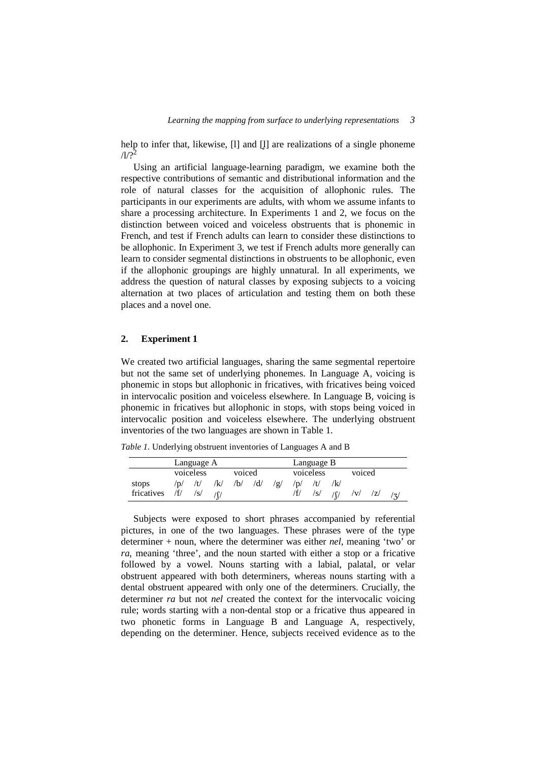help to infer that, likewise, [l] and [l̥] are realizations of a single phoneme /l/?[2]

Using an artificial language-learning paradigm, we examine both the respective contributions of semantic and distributional information and the role of natural classes for the acquisition of allophonic rules. The participants in our experiments are adults, with whom we assume infants to share a processing architecture. In Experiments 1 and 2, we focus on the distinction between voiced and voiceless obstruents that is phonemic in French, and test if French adults can learn to consider these distinctions to be allophonic. In Experiment 3, we test if French adults more generally can learn to consider segmental distinctions in obstruents to be allophonic, even if the allophonic groupings are highly unnatural. In all experiments, we address the question of natural classes by exposing subjects to a voicing alternation at two places of articulation and testing them on both these places and a novel one.

## 2. Experiment 1

We created two artificial languages, sharing the same segmental repertoire but not the same set of underlying phonemes. In Language A, voicing is phonemic in stops but allophonic in fricatives, with fricatives being voiced in intervocalic position and voiceless elsewhere. In Language B, voicing is phonemic in fricatives but allophonic in stops, with stops being voiced in intervocalic position and voiceless elsewhere. The underlying obstruent inventories of the two languages are shown in Table 1.

*Table 1.* Underlying obstruent inventories of Languages A and B

| | Language A | | | | | | Language B | | | | | |
|---|---|---|---|---|---|---|---|---|---|---|---|---|
| | voiceless | | | voiced | | | voiceless | | | voiced | | |
| stops | /p/ | /t/ | /k/ | /b/ | /d/ | /g/ | /p/ | /t/ | /k/ | | | |
| fricatives | /f/ | /s/ | /ʃ/ | | | | /f/ | /s/ | /ʃ/ | /v/ | /z/ | /ʒ/ |

Subjects were exposed to short phrases accompanied by referential pictures, in one of the two languages. These phrases were of the type determiner + noun, where the determiner was either *nel*, meaning 'two' or *ra*, meaning 'three', and the noun started with either a stop or a fricative followed by a vowel. Nouns starting with a labial, palatal, or velar obstruent appeared with both determiners, whereas nouns starting with a dental obstruent appeared with only one of the determiners. Crucially, the determiner *ra* but not *nel* created the context for the intervocalic voicing rule; words starting with a non-dental stop or a fricative thus appeared in two phonetic forms in Language B and Language A, respectively, depending on the determiner. Hence, subjects received evidence as to the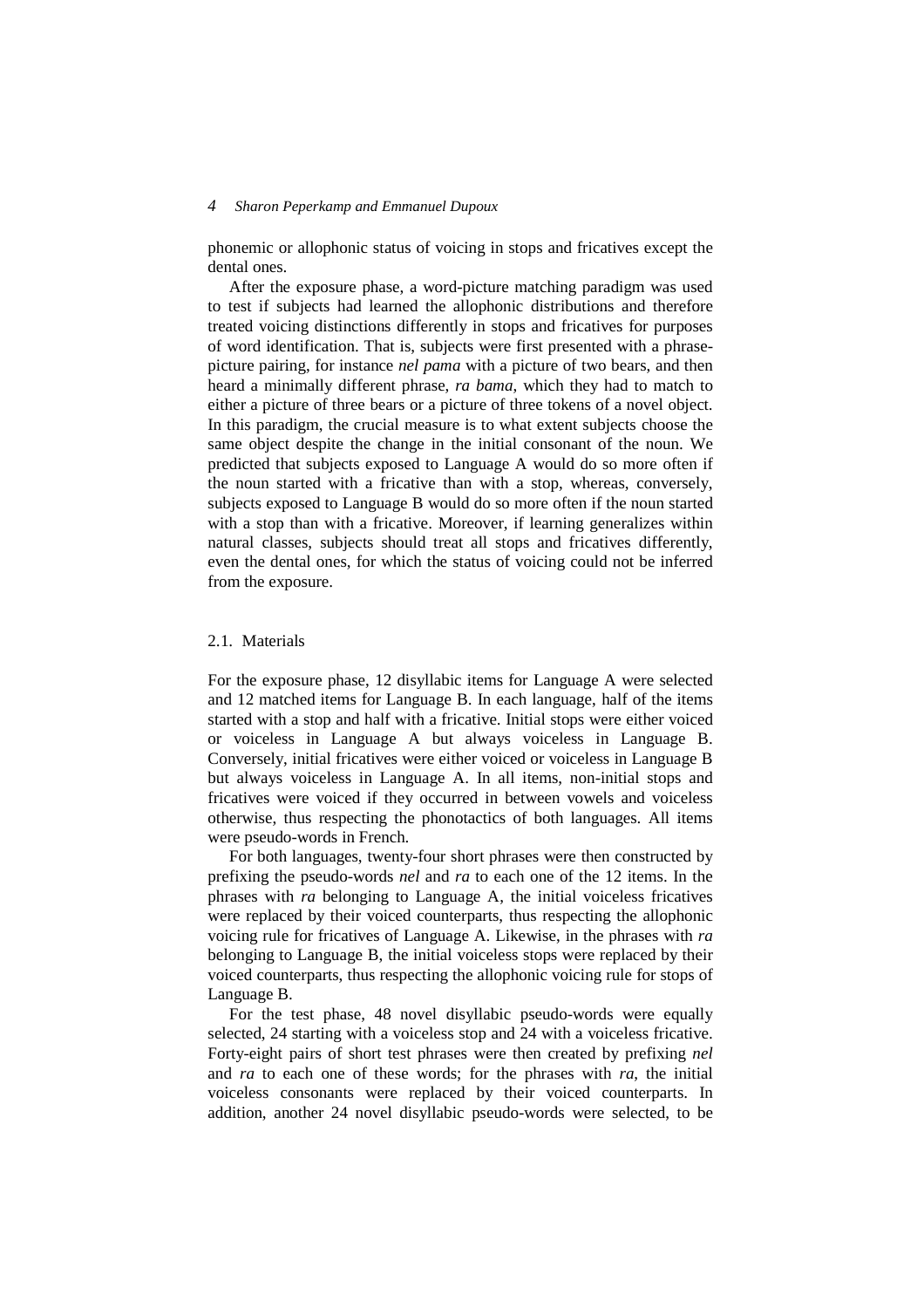phonemic or allophonic status of voicing in stops and fricatives except the dental ones.

After the exposure phase, a word-picture matching paradigm was used to test if subjects had learned the allophonic distributions and therefore treated voicing distinctions differently in stops and fricatives for purposes of word identification. That is, subjects were first presented with a phrase-picture pairing, for instance *nel pama* with a picture of two bears, and then heard a minimally different phrase, *ra bama*, which they had to match to either a picture of three bears or a picture of three tokens of a novel object. In this paradigm, the crucial measure is to what extent subjects choose the same object despite the change in the initial consonant of the noun. We predicted that subjects exposed to Language A would do so more often if the noun started with a fricative than with a stop, whereas, conversely, subjects exposed to Language B would do so more often if the noun started with a stop than with a fricative. Moreover, if learning generalizes within natural classes, subjects should treat all stops and fricatives differently, even the dental ones, for which the status of voicing could not be inferred from the exposure.

### 2.1. Materials

For the exposure phase, 12 disyllabic items for Language A were selected and 12 matched items for Language B. In each language, half of the items started with a stop and half with a fricative. Initial stops were either voiced or voiceless in Language A but always voiceless in Language B. Conversely, initial fricatives were either voiced or voiceless in Language B but always voiceless in Language A. In all items, non-initial stops and fricatives were voiced if they occurred in between vowels and voiceless otherwise, thus respecting the phonotactics of both languages. All items were pseudo-words in French.

For both languages, twenty-four short phrases were then constructed by prefixing the pseudo-words *nel* and *ra* to each one of the 12 items. In the phrases with *ra* belonging to Language A, the initial voiceless fricatives were replaced by their voiced counterparts, thus respecting the allophonic voicing rule for fricatives of Language A. Likewise, in the phrases with *ra* belonging to Language B, the initial voiceless stops were replaced by their voiced counterparts, thus respecting the allophonic voicing rule for stops of Language B.

For the test phase, 48 novel disyllabic pseudo-words were equally selected, 24 starting with a voiceless stop and 24 with a voiceless fricative. Forty-eight pairs of short test phrases were then created by prefixing *nel* and *ra* to each one of these words; for the phrases with *ra*, the initial voiceless consonants were replaced by their voiced counterparts. In addition, another 24 novel disyllabic pseudo-words were selected, to be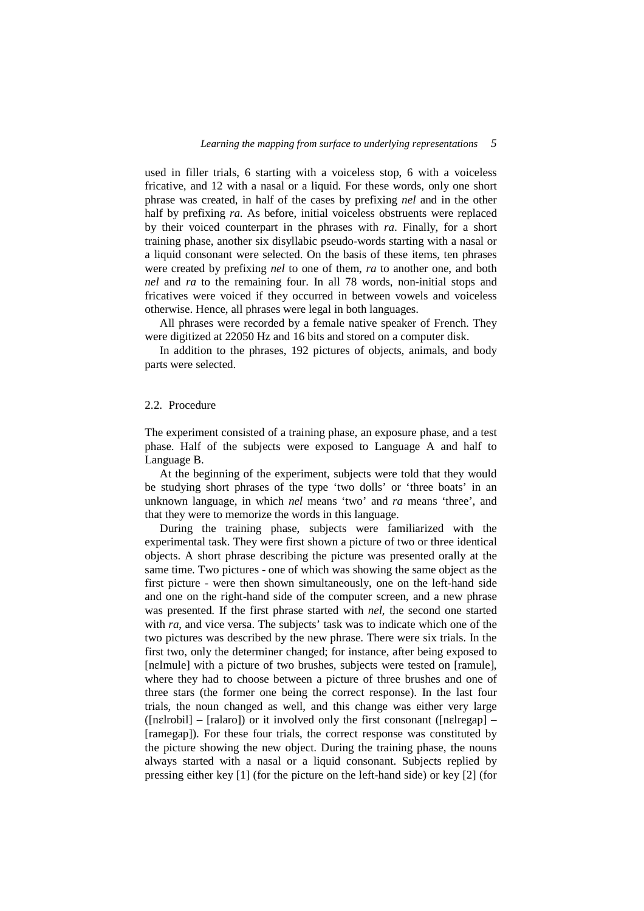used in filler trials, 6 starting with a voiceless stop, 6 with a voiceless fricative, and 12 with a nasal or a liquid. For these words, only one short phrase was created, in half of the cases by prefixing *nel* and in the other half by prefixing *ra*. As before, initial voiceless obstruents were replaced by their voiced counterpart in the phrases with *ra*. Finally, for a short training phase, another six disyllabic pseudo-words starting with a nasal or a liquid consonant were selected. On the basis of these items, ten phrases were created by prefixing *nel* to one of them, *ra* to another one, and both *nel* and *ra* to the remaining four. In all 78 words, non-initial stops and fricatives were voiced if they occurred in between vowels and voiceless otherwise. Hence, all phrases were legal in both languages.

All phrases were recorded by a female native speaker of French. They were digitized at 22050 Hz and 16 bits and stored on a computer disk.

In addition to the phrases, 192 pictures of objects, animals, and body parts were selected.

## 2.2. Procedure

The experiment consisted of a training phase, an exposure phase, and a test phase. Half of the subjects were exposed to Language A and half to Language B.

At the beginning of the experiment, subjects were told that they would be studying short phrases of the type 'two dolls' or 'three boats' in an unknown language, in which *nel* means 'two' and *ra* means 'three', and that they were to memorize the words in this language.

During the training phase, subjects were familiarized with the experimental task. They were first shown a picture of two or three identical objects. A short phrase describing the picture was presented orally at the same time. Two pictures - one of which was showing the same object as the first picture - were then shown simultaneously, one on the left-hand side and one on the right-hand side of the computer screen, and a new phrase was presented. If the first phrase started with *nel*, the second one started with *ra*, and vice versa. The subjects' task was to indicate which one of the two pictures was described by the new phrase. There were six trials. In the first two, only the determiner changed; for instance, after being exposed to [nɛlmule] with a picture of two brushes, subjects were tested on [ramule], where they had to choose between a picture of three brushes and one of three stars (the former one being the correct response). In the last four trials, the noun changed as well, and this change was either very large ([nɛlrobil] – [ralaro]) or it involved only the first consonant ([nɛlregap] – [ramegap]). For these four trials, the correct response was constituted by the picture showing the new object. During the training phase, the nouns always started with a nasal or a liquid consonant. Subjects replied by pressing either key [1] (for the picture on the left-hand side) or key [2] (for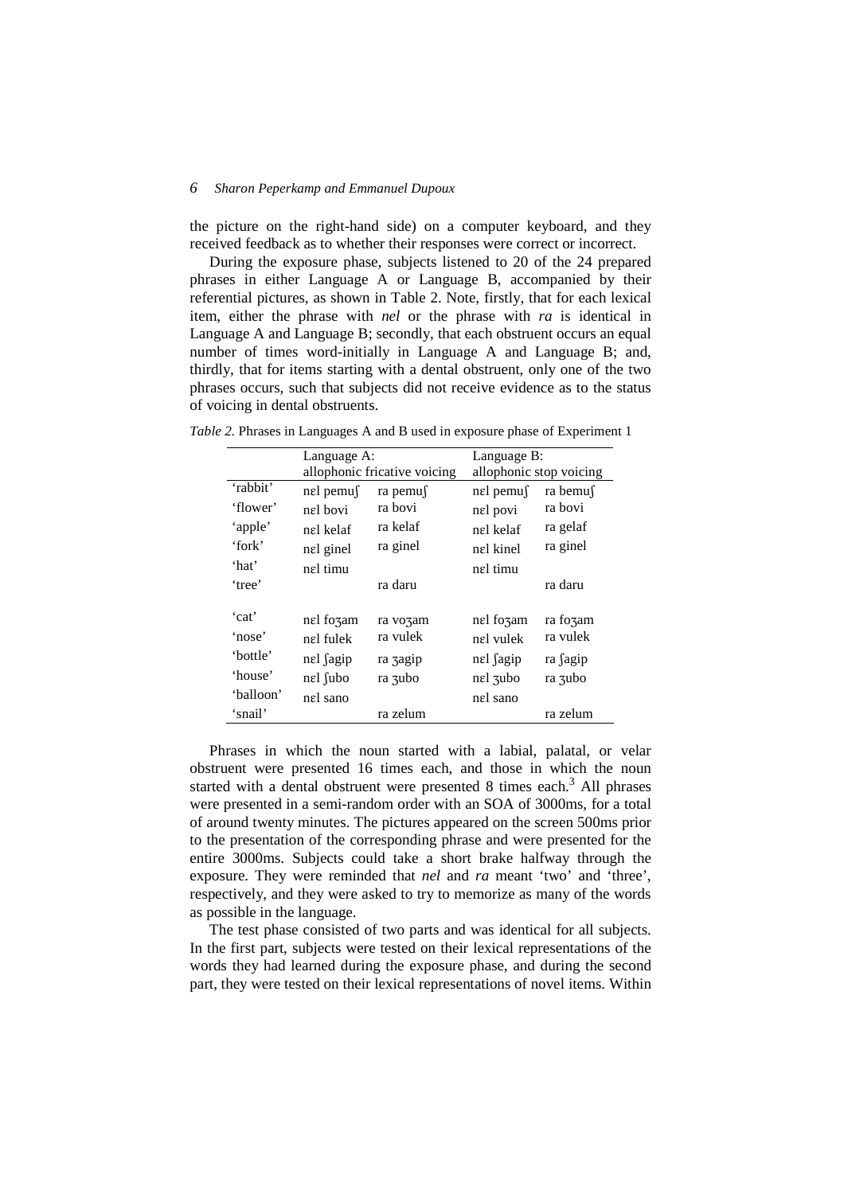the picture on the right-hand side) on a computer keyboard, and they received feedback as to whether their responses were correct or incorrect.

During the exposure phase, subjects listened to 20 of the 24 prepared phrases in either Language A or Language B, accompanied by their referential pictures, as shown in Table 2. Note, firstly, that for each lexical item, either the phrase with *nel* or the phrase with *ra* is identical in Language A and Language B; secondly, that each obstruent occurs an equal number of times word-initially in Language A and Language B; and, thirdly, that for items starting with a dental obstruent, only one of the two phrases occurs, such that subjects did not receive evidence as to the status of voicing in dental obstruents.

*Table 2.* Phrases in Languages A and B used in exposure phase of Experiment 1

| | Language A: allophonic fricative voicing | | Language B: allophonic stop voicing | |
|---|---|---|---|---|
| 'rabbit' | nɛl pemuʃ | ra pemuʃ | nɛl pemuʃ | ra bemuʃ |
| 'flower' | nɛl bovi | ra bovi | nɛl povi | ra bovi |
| 'apple' | nɛl kelaf | ra kelaf | nɛl kelaf | ra gelaf |
| 'fork' | nɛl ginel | ra ginel | nɛl kinel | ra ginel |
| 'hat' | nɛl timu | | nɛl timu | |
| 'tree' | | ra daru | | ra daru |
| 'cat' | nɛl foʒam | ra voʒam | nɛl foʒam | ra foʒam |
| 'nose' | nɛl fulek | ra vulek | nɛl vulek | ra vulek |
| 'bottle' | nɛl ʃagip | ra ʒagip | nɛl ʃagip | ra ʃagip |
| 'house' | nɛl ʃubo | ra ʒubo | nɛl ʒubo | ra ʒubo |
| 'balloon' | nɛl sano | | nɛl sano | |
| 'snail' | | ra zelum | | ra zelum |

Phrases in which the noun started with a labial, palatal, or velar obstruent were presented 16 times each, and those in which the noun started with a dental obstruent were presented 8 times each.[3] All phrases were presented in a semi-random order with an SOA of 3000ms, for a total of around twenty minutes. The pictures appeared on the screen 500ms prior to the presentation of the corresponding phrase and were presented for the entire 3000ms. Subjects could take a short brake halfway through the exposure. They were reminded that *nel* and *ra* meant 'two' and 'three', respectively, and they were asked to try to memorize as many of the words as possible in the language.

The test phase consisted of two parts and was identical for all subjects. In the first part, subjects were tested on their lexical representations of the words they had learned during the exposure phase, and during the second part, they were tested on their lexical representations of novel items. Within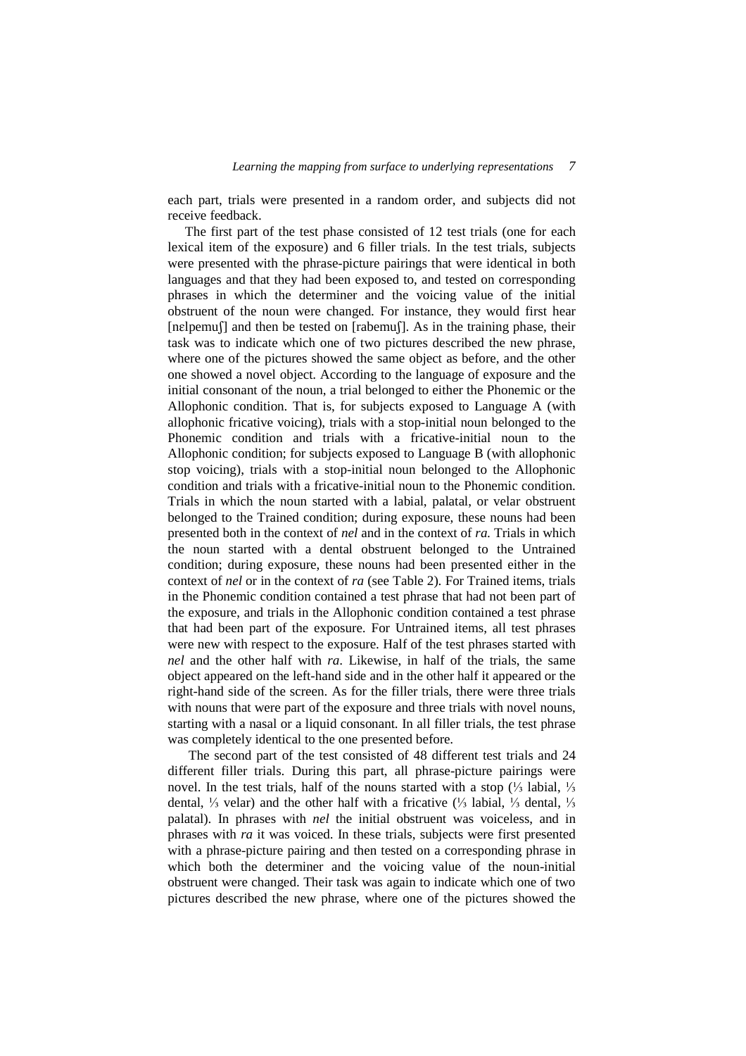each part, trials were presented in a random order, and subjects did not receive feedback.

The first part of the test phase consisted of 12 test trials (one for each lexical item of the exposure) and 6 filler trials. In the test trials, subjects were presented with the phrase-picture pairings that were identical in both languages and that they had been exposed to, and tested on corresponding phrases in which the determiner and the voicing value of the initial obstruent of the noun were changed. For instance, they would first hear [nɛlpemuʃ] and then be tested on [rabemuʃ]. As in the training phase, their task was to indicate which one of two pictures described the new phrase, where one of the pictures showed the same object as before, and the other one showed a novel object. According to the language of exposure and the initial consonant of the noun, a trial belonged to either the Phonemic or the Allophonic condition. That is, for subjects exposed to Language A (with allophonic fricative voicing), trials with a stop-initial noun belonged to the Phonemic condition and trials with a fricative-initial noun to the Allophonic condition; for subjects exposed to Language B (with allophonic stop voicing), trials with a stop-initial noun belonged to the Allophonic condition and trials with a fricative-initial noun to the Phonemic condition. Trials in which the noun started with a labial, palatal, or velar obstruent belonged to the Trained condition; during exposure, these nouns had been presented both in the context of *nel* and in the context of *ra*. Trials in which the noun started with a dental obstruent belonged to the Untrained condition; during exposure, these nouns had been presented either in the context of *nel* or in the context of *ra* (see Table 2). For Trained items, trials in the Phonemic condition contained a test phrase that had not been part of the exposure, and trials in the Allophonic condition contained a test phrase that had been part of the exposure. For Untrained items, all test phrases were new with respect to the exposure. Half of the test phrases started with *nel* and the other half with *ra*. Likewise, in half of the trials, the same object appeared on the left-hand side and in the other half it appeared or the right-hand side of the screen. As for the filler trials, there were three trials with nouns that were part of the exposure and three trials with novel nouns, starting with a nasal or a liquid consonant. In all filler trials, the test phrase was completely identical to the one presented before.

The second part of the test consisted of 48 different test trials and 24 different filler trials. During this part, all phrase-picture pairings were novel. In the test trials, half of the nouns started with a stop (⅓ labial, ⅓ dental, ⅓ velar) and the other half with a fricative (⅓ labial, ⅓ dental, ⅓ palatal). In phrases with *nel* the initial obstruent was voiceless, and in phrases with *ra* it was voiced. In these trials, subjects were first presented with a phrase-picture pairing and then tested on a corresponding phrase in which both the determiner and the voicing value of the noun-initial obstruent were changed. Their task was again to indicate which one of two pictures described the new phrase, where one of the pictures showed the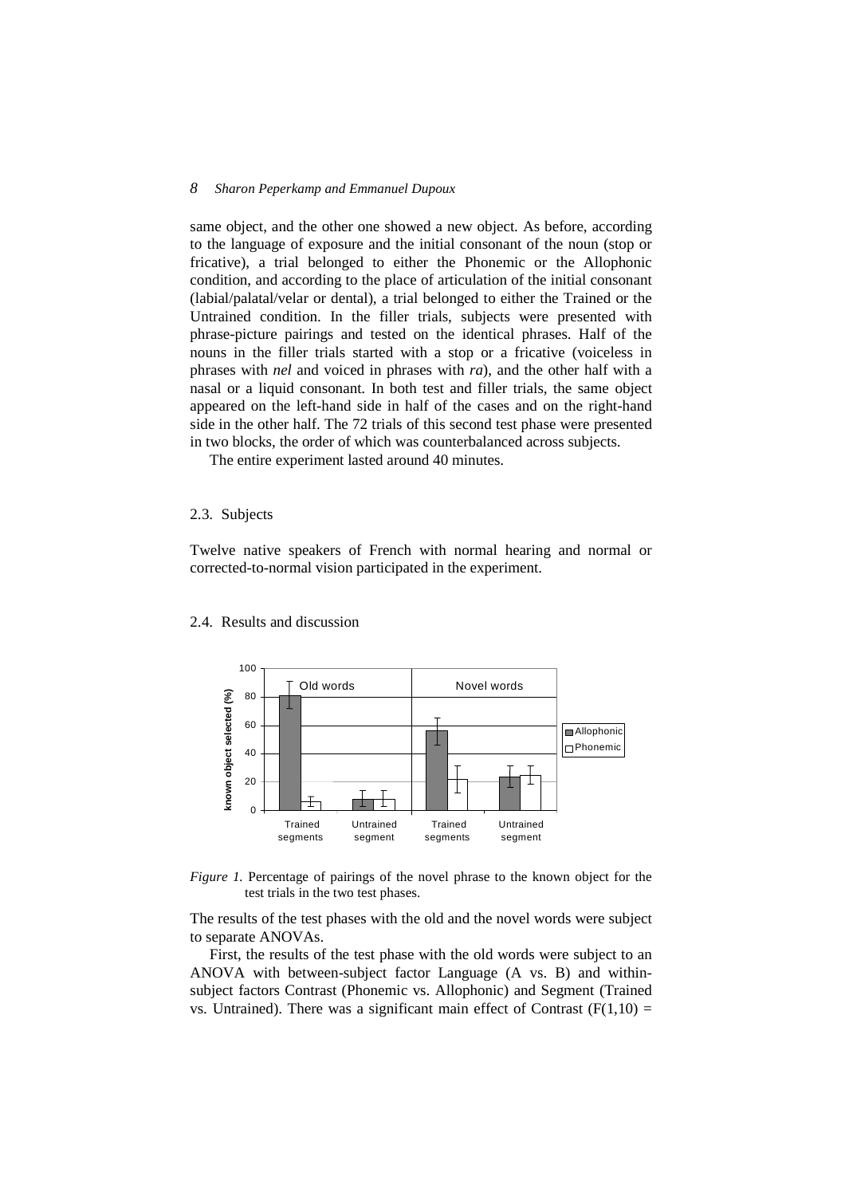same object, and the other one showed a new object. As before, according to the language of exposure and the initial consonant of the noun (stop or fricative), a trial belonged to either the Phonemic or the Allophonic condition, and according to the place of articulation of the initial consonant (labial/palatal/velar or dental), a trial belonged to either the Trained or the Untrained condition. In the filler trials, subjects were presented with phrase-picture pairings and tested on the identical phrases. Half of the nouns in the filler trials started with a stop or a fricative (voiceless in phrases with *nel* and voiced in phrases with *ra*), and the other half with a nasal or a liquid consonant. In both test and filler trials, the same object appeared on the left-hand side in half of the cases and on the right-hand side in the other half. The 72 trials of this second test phase were presented in two blocks, the order of which was counterbalanced across subjects.

The entire experiment lasted around 40 minutes.

### 2.3. Subjects

Twelve native speakers of French with normal hearing and normal or corrected-to-normal vision participated in the experiment.

### 2.4. Results and discussion

*Figure 1.* Percentage of pairings of the novel phrase to the known object for the test trials in the two test phases.

The results of the test phases with the old and the novel words were subject to separate ANOVAs.

First, the results of the test phase with the old words were subject to an ANOVA with between-subject factor Language (A vs. B) and within-subject factors Contrast (Phonemic vs. Allophonic) and Segment (Trained vs. Untrained). There was a significant main effect of Contrast ($F(1,10)$ =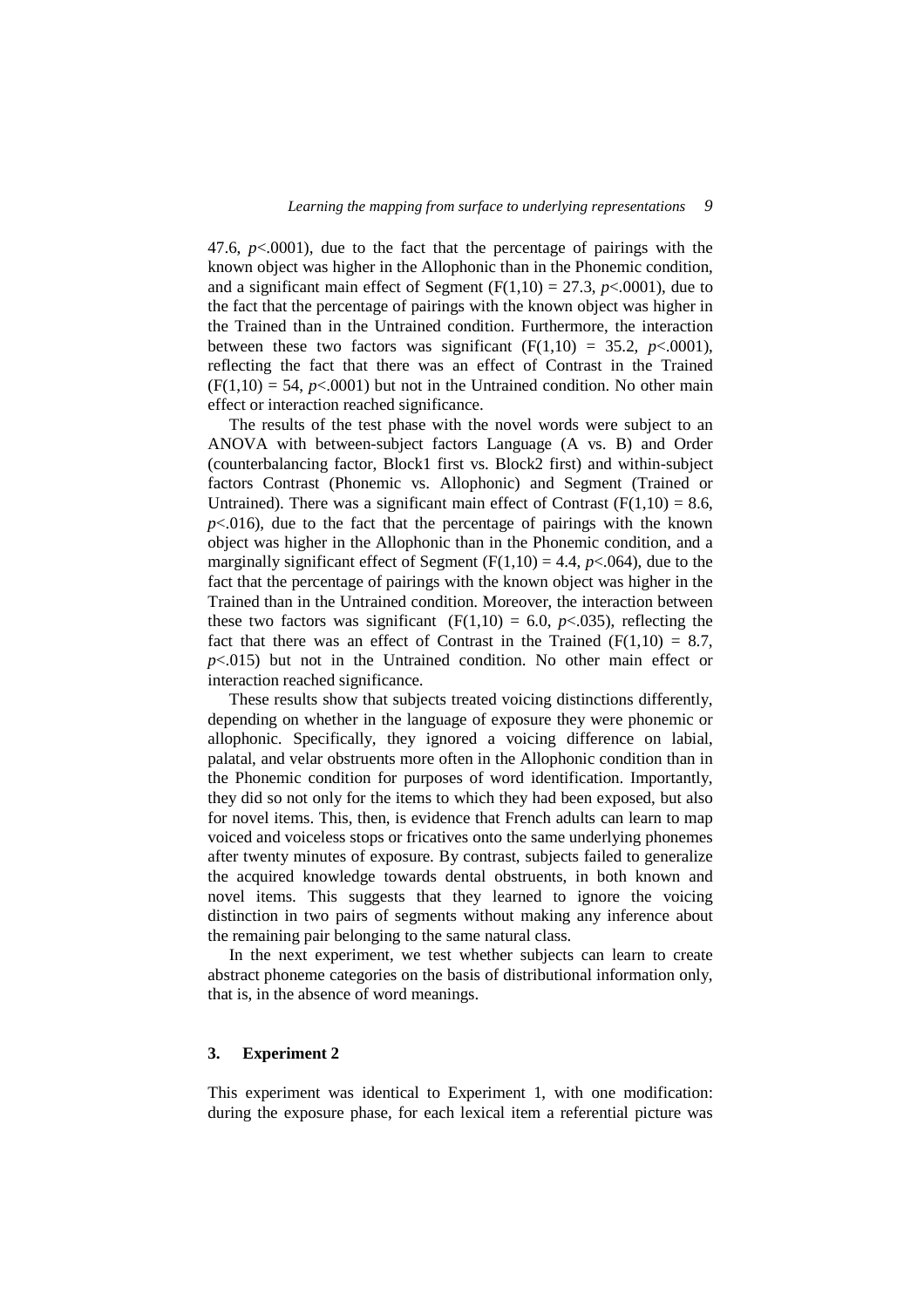47.6, $p<.0001$), due to the fact that the percentage of pairings with the known object was higher in the Allophonic than in the Phonemic condition, and a significant main effect of Segment ($F(1,10) = 27.3$, $p<.0001$), due to the fact that the percentage of pairings with the known object was higher in the Trained than in the Untrained condition. Furthermore, the interaction between these two factors was significant ($F(1,10) = 35.2$, $p<.0001$), reflecting the fact that there was an effect of Contrast in the Trained ($F(1,10) = 54$, $p<.0001$) but not in the Untrained condition. No other main effect or interaction reached significance.

The results of the test phase with the novel words were subject to an ANOVA with between-subject factors Language (A vs. B) and Order (counterbalancing factor, Block1 first vs. Block2 first) and within-subject factors Contrast (Phonemic vs. Allophonic) and Segment (Trained or Untrained). There was a significant main effect of Contrast ($F(1,10) = 8.6$, $p<.016$), due to the fact that the percentage of pairings with the known object was higher in the Allophonic than in the Phonemic condition, and a marginally significant effect of Segment ($F(1,10) = 4.4$, $p<.064$), due to the fact that the percentage of pairings with the known object was higher in the Trained than in the Untrained condition. Moreover, the interaction between these two factors was significant ($F(1,10) = 6.0$, $p<.035$), reflecting the fact that there was an effect of Contrast in the Trained ($F(1,10) = 8.7$, $p<.015$) but not in the Untrained condition. No other main effect or interaction reached significance.

These results show that subjects treated voicing distinctions differently, depending on whether in the language of exposure they were phonemic or allophonic. Specifically, they ignored a voicing difference on labial, palatal, and velar obstruents more often in the Allophonic condition than in the Phonemic condition for purposes of word identification. Importantly, they did so not only for the items to which they had been exposed, but also for novel items. This, then, is evidence that French adults can learn to map voiced and voiceless stops or fricatives onto the same underlying phonemes after twenty minutes of exposure. By contrast, subjects failed to generalize the acquired knowledge towards dental obstruents, in both known and novel items. This suggests that they learned to ignore the voicing distinction in two pairs of segments without making any inference about the remaining pair belonging to the same natural class.

In the next experiment, we test whether subjects can learn to create abstract phoneme categories on the basis of distributional information only, that is, in the absence of word meanings.

## 3. Experiment 2

This experiment was identical to Experiment 1, with one modification: during the exposure phase, for each lexical item a referential picture was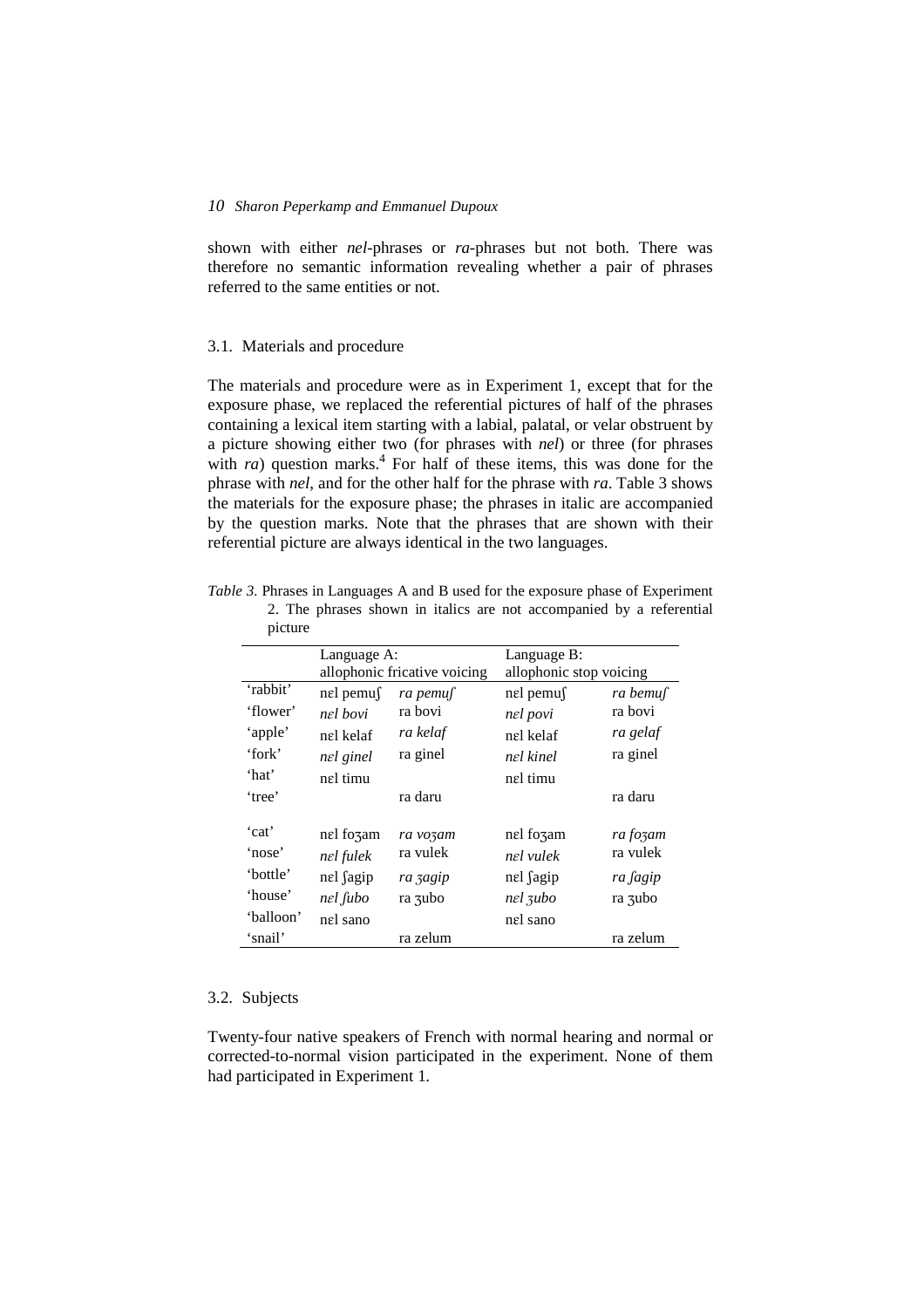shown with either *nel*-phrases or *ra*-phrases but not both. There was therefore no semantic information revealing whether a pair of phrases referred to the same entities or not.

### 3.1. Materials and procedure

The materials and procedure were as in Experiment 1, except that for the exposure phase, we replaced the referential pictures of half of the phrases containing a lexical item starting with a labial, palatal, or velar obstruent by a picture showing either two (for phrases with *nel*) or three (for phrases with *ra*) question marks.[4] For half of these items, this was done for the phrase with *nel*, and for the other half for the phrase with *ra*. Table 3 shows the materials for the exposure phase; the phrases in italic are accompanied by the question marks. Note that the phrases that are shown with their referential picture are always identical in the two languages.

*Table 3.* Phrases in Languages A and B used for the exposure phase of Experiment 2. The phrases shown in italics are not accompanied by a referential picture

| | Language A: allophonic fricative voicing | | Language B: allophonic stop voicing | |
|---|---|---|---|---|
| 'rabbit' | nɛl pemuʃ | *ra pemuʃ* | nɛl pemuʃ | *ra bemuʃ* |
| 'flower' | *nɛl bovi* | ra bovi | *nɛl povi* | ra bovi |
| 'apple' | nɛl kelaf | *ra kelaf* | nɛl kelaf | *ra gelaf* |
| 'fork' | *nɛl ginel* | ra ginel | *nɛl kinel* | ra ginel |
| 'hat' | nɛl timu | | nɛl timu | |
| 'tree' | | ra daru | | ra daru |
| 'cat' | nɛl foʒam | *ra voʒam* | nɛl foʒam | *ra foʒam* |
| 'nose' | *nɛl fulek* | ra vulek | *nɛl vulek* | ra vulek |
| 'bottle' | nɛl ʃagip | *ra ʒagip* | nɛl ʃagip | *ra ʃagip* |
| 'house' | *nɛl ʃubo* | ra ʒubo | *nɛl ʒubo* | ra ʒubo |
| 'balloon' | nɛl sano | | nɛl sano | |
| 'snail' | | ra zelum | | ra zelum |

### 3.2. Subjects

Twenty-four native speakers of French with normal hearing and normal or corrected-to-normal vision participated in the experiment. None of them had participated in Experiment 1.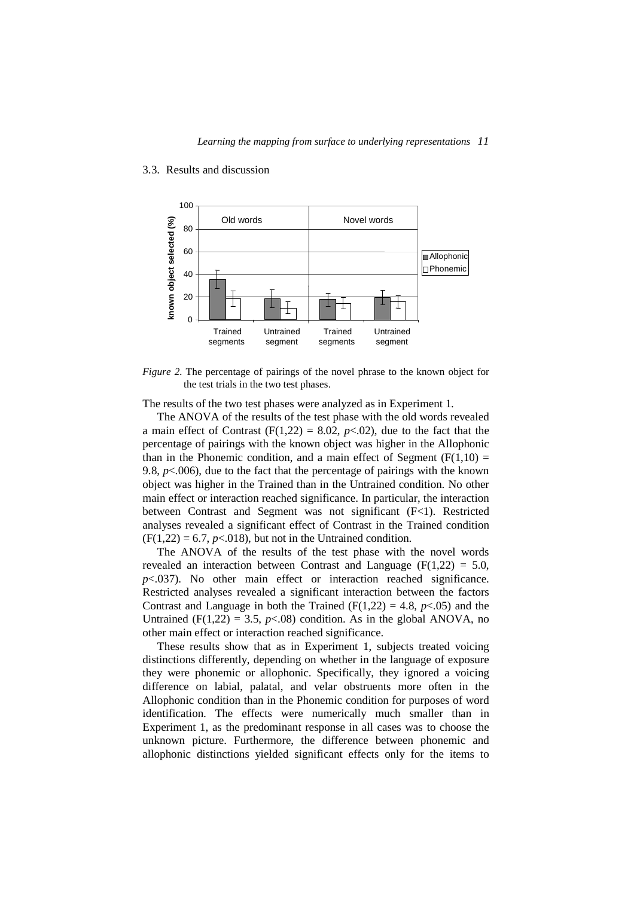## 3.3. Results and discussion

*Figure 2.* The percentage of pairings of the novel phrase to the known object for the test trials in the two test phases.

The results of the two test phases were analyzed as in Experiment 1.

The ANOVA of the results of the test phase with the old words revealed a main effect of Contrast ($F(1,22) = 8.02$, $p<.02$), due to the fact that the percentage of pairings with the known object was higher in the Allophonic than in the Phonemic condition, and a main effect of Segment ($F(1,10) = 9.8$, $p<.006$), due to the fact that the percentage of pairings with the known object was higher in the Trained than in the Untrained condition. No other main effect or interaction reached significance. In particular, the interaction between Contrast and Segment was not significant ($F<1$). Restricted analyses revealed a significant effect of Contrast in the Trained condition ($F(1,22) = 6.7$, $p<.018$), but not in the Untrained condition.

The ANOVA of the results of the test phase with the novel words revealed an interaction between Contrast and Language ($F(1,22) = 5.0$, $p<.037$). No other main effect or interaction reached significance. Restricted analyses revealed a significant interaction between the factors Contrast and Language in both the Trained ($F(1,22) = 4.8$, $p<.05$) and the Untrained ($F(1,22) = 3.5$, $p<.08$) condition. As in the global ANOVA, no other main effect or interaction reached significance.

These results show that as in Experiment 1, subjects treated voicing distinctions differently, depending on whether in the language of exposure they were phonemic or allophonic. Specifically, they ignored a voicing difference on labial, palatal, and velar obstruents more often in the Allophonic condition than in the Phonemic condition for purposes of word identification. The effects were numerically much smaller than in Experiment 1, as the predominant response in all cases was to choose the unknown picture. Furthermore, the difference between phonemic and allophonic distinctions yielded significant effects only for the items to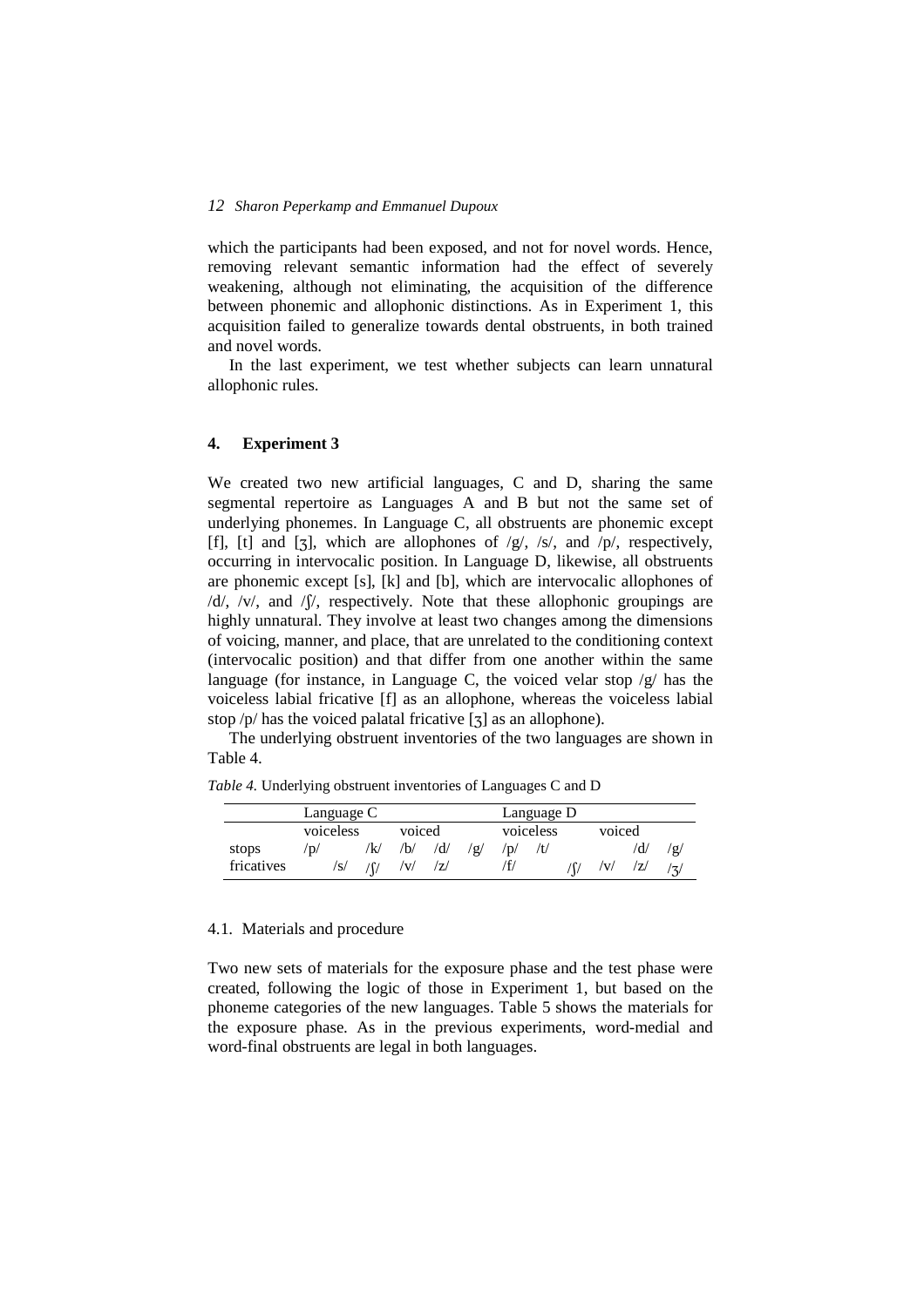which the participants had been exposed, and not for novel words. Hence, removing relevant semantic information had the effect of severely weakening, although not eliminating, the acquisition of the difference between phonemic and allophonic distinctions. As in Experiment 1, this acquisition failed to generalize towards dental obstruents, in both trained and novel words.

In the last experiment, we test whether subjects can learn unnatural allophonic rules.

## 4. Experiment 3

We created two new artificial languages, C and D, sharing the same segmental repertoire as Languages A and B but not the same set of underlying phonemes. In Language C, all obstruents are phonemic except [f], [t] and [ʒ], which are allophones of /g/, /s/, and /p/, respectively, occurring in intervocalic position. In Language D, likewise, all obstruents are phonemic except [s], [k] and [b], which are intervocalic allophones of /d/, /v/, and /ʃ/, respectively. Note that these allophonic groupings are highly unnatural. They involve at least two changes among the dimensions of voicing, manner, and place, that are unrelated to the conditioning context (intervocalic position) and that differ from one another within the same language (for instance, in Language C, the voiced velar stop /g/ has the voiceless labial fricative [f] as an allophone, whereas the voiceless labial stop /p/ has the voiced palatal fricative [ʒ] as an allophone).

The underlying obstruent inventories of the two languages are shown in Table 4.

*Table 4.* Underlying obstruent inventories of Languages C and D

| | Language C | | | | | | Language D | | | | | |
|---|---|---|---|---|---|---|---|---|---|---|---|---|
| | voiceless | | | voiced | | | voiceless | | | voiced | | |
| stops | /p/ | | /k/ | /b/ | /d/ | /g/ | /p/ | /t/ | | | /d/ | /g/ |
| fricatives | | /s/ | /ʃ/ | /v/ | /z/ | | /f/ | | /ʃ/ | /v/ | /z/ | /ʒ/ |

### 4.1. Materials and procedure

Two new sets of materials for the exposure phase and the test phase were created, following the logic of those in Experiment 1, but based on the phoneme categories of the new languages. Table 5 shows the materials for the exposure phase. As in the previous experiments, word-medial and word-final obstruents are legal in both languages.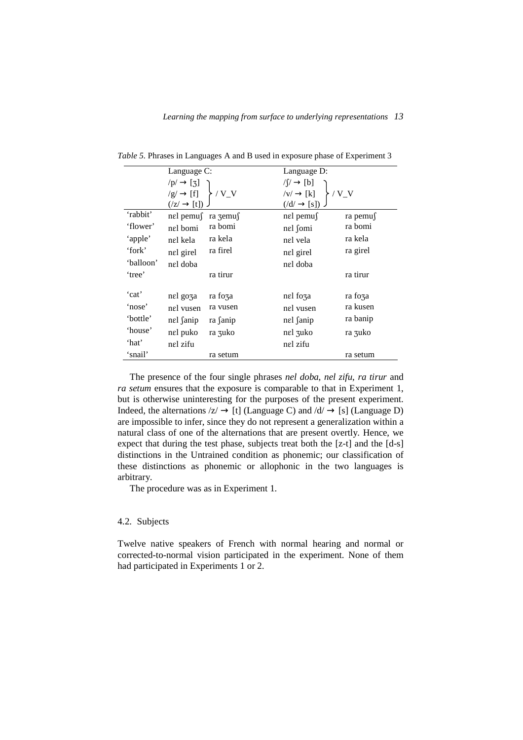*Table 5.* Phrases in Languages A and B used in exposure phase of Experiment 3

| | Language C: /p/ → [ʒ], /g/ → [f], (/z/ → [t]) / V_V | | Language D: /ʃ/ → [b], /v/ → [k], (/d/ → [s]) / V_V | |
|---|---|---|---|---|
| 'rabbit' | nɛl pemuʃ | ra ʒemuʃ | nɛl pemuʃ | ra pemuʃ |
| 'flower' | nɛl bomi | ra bomi | nɛl ʃomi | ra bomi |
| 'apple' | nɛl kela | ra kela | nɛl vela | ra kela |
| 'fork' | nɛl girel | ra firel | nɛl girel | ra girel |
| 'balloon' | nɛl doba | | nɛl doba | |
| 'tree' | | ra tirur | | ra tirur |
| 'cat' | nɛl goʒa | ra foʒa | nɛl foʒa | ra foʒa |
| 'nose' | nɛl vusen | ra vusen | nɛl vusen | ra kusen |
| 'bottle' | nɛl ʃanip | ra ʃanip | nɛl ʃanip | ra banip |
| 'house' | nɛl puko | ra ʒuko | nɛl ʒuko | ra ʒuko |
| 'hat' | nɛl zifu | | nɛl zifu | |
| 'snail' | | ra setum | | ra setum |

The presence of the four single phrases *nel doba*, *nel zifu*, *ra tirur* and *ra setum* ensures that the exposure is comparable to that in Experiment 1, but is otherwise uninteresting for the purposes of the present experiment. Indeed, the alternations /z/ → [t] (Language C) and /d/ → [s] (Language D) are impossible to infer, since they do not represent a generalization within a natural class of one of the alternations that are present overtly. Hence, we expect that during the test phase, subjects treat both the [z-t] and the [d-s] distinctions in the Untrained condition as phonemic; our classification of these distinctions as phonemic or allophonic in the two languages is arbitrary.

The procedure was as in Experiment 1.

### 4.2. Subjects

Twelve native speakers of French with normal hearing and normal or corrected-to-normal vision participated in the experiment. None of them had participated in Experiments 1 or 2.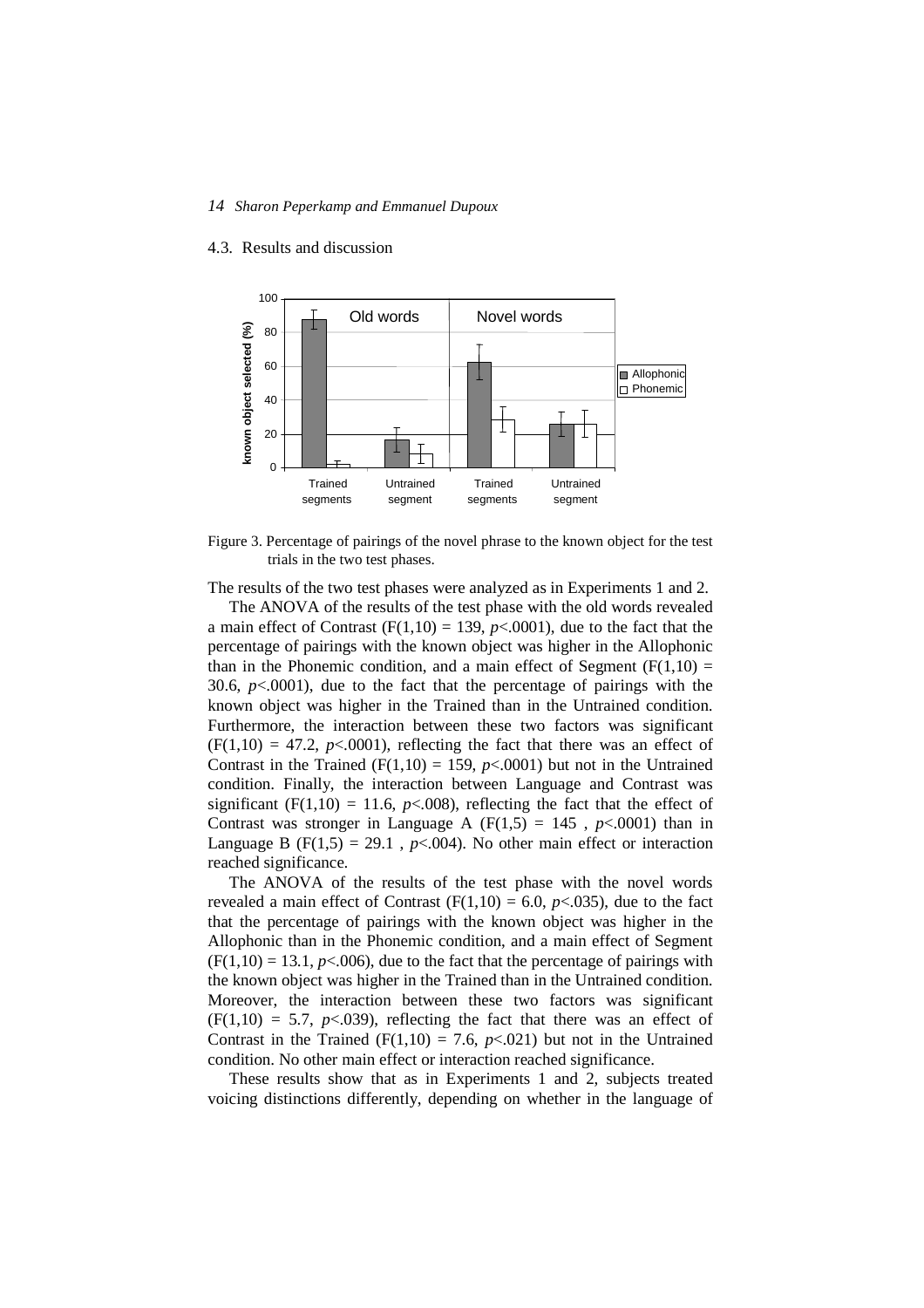## 4.3. Results and discussion

Figure 3. Percentage of pairings of the novel phrase to the known object for the test trials in the two test phases.

The results of the two test phases were analyzed as in Experiments 1 and 2.

The ANOVA of the results of the test phase with the old words revealed a main effect of Contrast ($F(1,10) = 139$, $p<.0001$), due to the fact that the percentage of pairings with the known object was higher in the Allophonic than in the Phonemic condition, and a main effect of Segment ($F(1,10) = 30.6$, $p<.0001$), due to the fact that the percentage of pairings with the known object was higher in the Trained than in the Untrained condition. Furthermore, the interaction between these two factors was significant ($F(1,10) = 47.2$, $p<.0001$), reflecting the fact that there was an effect of Contrast in the Trained ($F(1,10) = 159$, $p<.0001$) but not in the Untrained condition. Finally, the interaction between Language and Contrast was significant ($F(1,10) = 11.6$, $p<.008$), reflecting the fact that the effect of Contrast was stronger in Language A ($F(1,5) = 145$ , $p<.0001$) than in Language B ($F(1,5) = 29.1$ , $p<.004$). No other main effect or interaction reached significance.

The ANOVA of the results of the test phase with the novel words revealed a main effect of Contrast ($F(1,10) = 6.0$, $p<.035$), due to the fact that the percentage of pairings with the known object was higher in the Allophonic than in the Phonemic condition, and a main effect of Segment ($F(1,10) = 13.1$, $p<.006$), due to the fact that the percentage of pairings with the known object was higher in the Trained than in the Untrained condition. Moreover, the interaction between these two factors was significant ($F(1,10) = 5.7$, $p<.039$), reflecting the fact that there was an effect of Contrast in the Trained ($F(1,10) = 7.6$, $p<.021$) but not in the Untrained condition. No other main effect or interaction reached significance.

These results show that as in Experiments 1 and 2, subjects treated voicing distinctions differently, depending on whether in the language of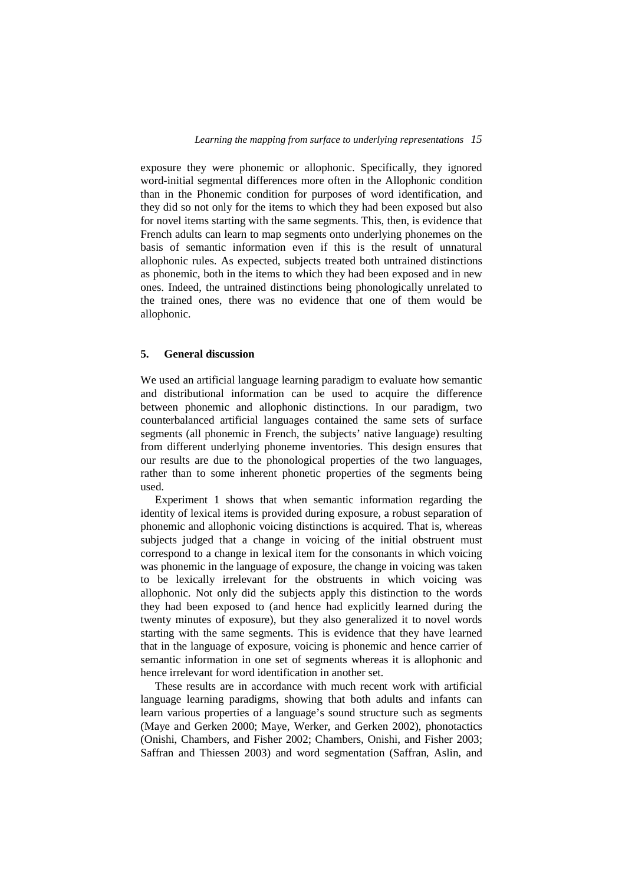exposure they were phonemic or allophonic. Specifically, they ignored word-initial segmental differences more often in the Allophonic condition than in the Phonemic condition for purposes of word identification, and they did so not only for the items to which they had been exposed but also for novel items starting with the same segments. This, then, is evidence that French adults can learn to map segments onto underlying phonemes on the basis of semantic information even if this is the result of unnatural allophonic rules. As expected, subjects treated both untrained distinctions as phonemic, both in the items to which they had been exposed and in new ones. Indeed, the untrained distinctions being phonologically unrelated to the trained ones, there was no evidence that one of them would be allophonic.

## 5. General discussion

We used an artificial language learning paradigm to evaluate how semantic and distributional information can be used to acquire the difference between phonemic and allophonic distinctions. In our paradigm, two counterbalanced artificial languages contained the same sets of surface segments (all phonemic in French, the subjects' native language) resulting from different underlying phoneme inventories. This design ensures that our results are due to the phonological properties of the two languages, rather than to some inherent phonetic properties of the segments being used.

Experiment 1 shows that when semantic information regarding the identity of lexical items is provided during exposure, a robust separation of phonemic and allophonic voicing distinctions is acquired. That is, whereas subjects judged that a change in voicing of the initial obstruent must correspond to a change in lexical item for the consonants in which voicing was phonemic in the language of exposure, the change in voicing was taken to be lexically irrelevant for the obstruents in which voicing was allophonic. Not only did the subjects apply this distinction to the words they had been exposed to (and hence had explicitly learned during the twenty minutes of exposure), but they also generalized it to novel words starting with the same segments. This is evidence that they have learned that in the language of exposure, voicing is phonemic and hence carrier of semantic information in one set of segments whereas it is allophonic and hence irrelevant for word identification in another set.

These results are in accordance with much recent work with artificial language learning paradigms, showing that both adults and infants can learn various properties of a language's sound structure such as segments (Maye and Gerken 2000; Maye, Werker, and Gerken 2002), phonotactics (Onishi, Chambers, and Fisher 2002; Chambers, Onishi, and Fisher 2003; Saffran and Thiessen 2003) and word segmentation (Saffran, Aslin, and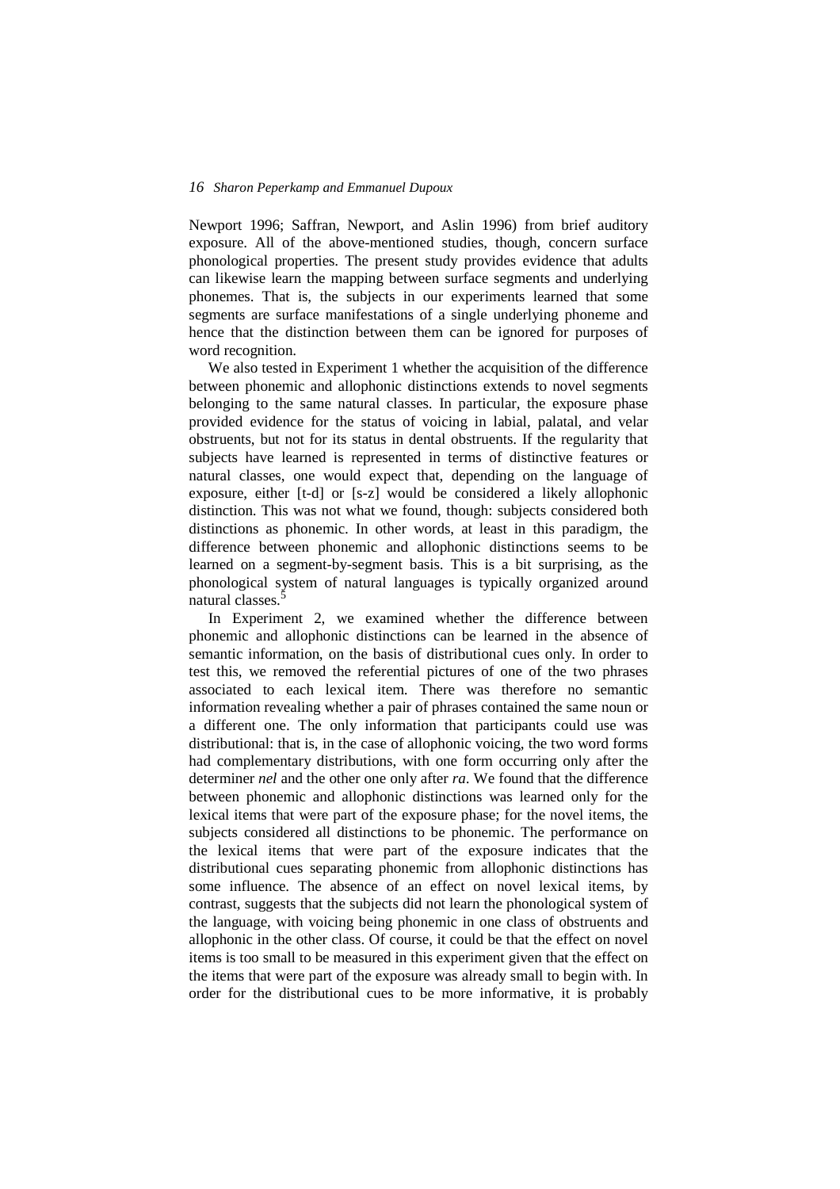Newport 1996; Saffran, Newport, and Aslin 1996) from brief auditory exposure. All of the above-mentioned studies, though, concern surface phonological properties. The present study provides evidence that adults can likewise learn the mapping between surface segments and underlying phonemes. That is, the subjects in our experiments learned that some segments are surface manifestations of a single underlying phoneme and hence that the distinction between them can be ignored for purposes of word recognition.

We also tested in Experiment 1 whether the acquisition of the difference between phonemic and allophonic distinctions extends to novel segments belonging to the same natural classes. In particular, the exposure phase provided evidence for the status of voicing in labial, palatal, and velar obstruents, but not for its status in dental obstruents. If the regularity that subjects have learned is represented in terms of distinctive features or natural classes, one would expect that, depending on the language of exposure, either [t-d] or [s-z] would be considered a likely allophonic distinction. This was not what we found, though: subjects considered both distinctions as phonemic. In other words, at least in this paradigm, the difference between phonemic and allophonic distinctions seems to be learned on a segment-by-segment basis. This is a bit surprising, as the phonological system of natural languages is typically organized around natural classes.[5]

In Experiment 2, we examined whether the difference between phonemic and allophonic distinctions can be learned in the absence of semantic information, on the basis of distributional cues only. In order to test this, we removed the referential pictures of one of the two phrases associated to each lexical item. There was therefore no semantic information revealing whether a pair of phrases contained the same noun or a different one. The only information that participants could use was distributional: that is, in the case of allophonic voicing, the two word forms had complementary distributions, with one form occurring only after the determiner *nel* and the other one only after *ra*. We found that the difference between phonemic and allophonic distinctions was learned only for the lexical items that were part of the exposure phase; for the novel items, the subjects considered all distinctions to be phonemic. The performance on the lexical items that were part of the exposure indicates that the distributional cues separating phonemic from allophonic distinctions has some influence. The absence of an effect on novel lexical items, by contrast, suggests that the subjects did not learn the phonological system of the language, with voicing being phonemic in one class of obstruents and allophonic in the other class. Of course, it could be that the effect on novel items is too small to be measured in this experiment given that the effect on the items that were part of the exposure was already small to begin with. In order for the distributional cues to be more informative, it is probably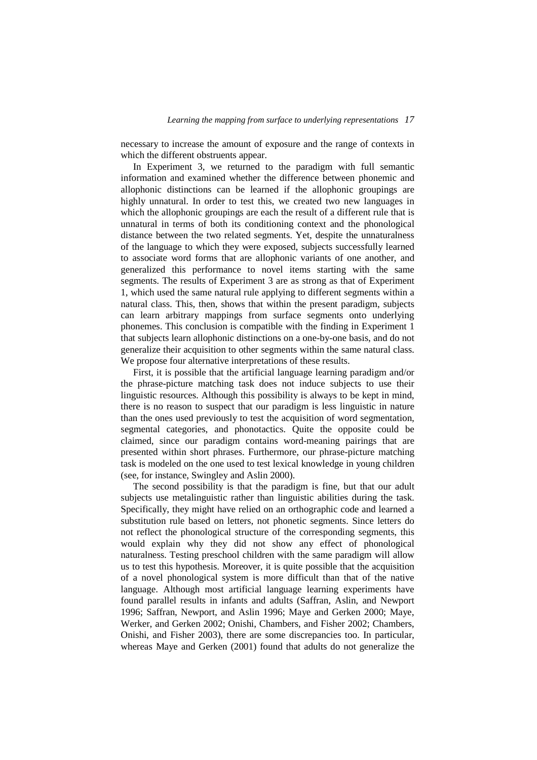necessary to increase the amount of exposure and the range of contexts in which the different obstruents appear.

In Experiment 3, we returned to the paradigm with full semantic information and examined whether the difference between phonemic and allophonic distinctions can be learned if the allophonic groupings are highly unnatural. In order to test this, we created two new languages in which the allophonic groupings are each the result of a different rule that is unnatural in terms of both its conditioning context and the phonological distance between the two related segments. Yet, despite the unnaturalness of the language to which they were exposed, subjects successfully learned to associate word forms that are allophonic variants of one another, and generalized this performance to novel items starting with the same segments. The results of Experiment 3 are as strong as that of Experiment 1, which used the same natural rule applying to different segments within a natural class. This, then, shows that within the present paradigm, subjects can learn arbitrary mappings from surface segments onto underlying phonemes. This conclusion is compatible with the finding in Experiment 1 that subjects learn allophonic distinctions on a one-by-one basis, and do not generalize their acquisition to other segments within the same natural class. We propose four alternative interpretations of these results.

First, it is possible that the artificial language learning paradigm and/or the phrase-picture matching task does not induce subjects to use their linguistic resources. Although this possibility is always to be kept in mind, there is no reason to suspect that our paradigm is less linguistic in nature than the ones used previously to test the acquisition of word segmentation, segmental categories, and phonotactics. Quite the opposite could be claimed, since our paradigm contains word-meaning pairings that are presented within short phrases. Furthermore, our phrase-picture matching task is modeled on the one used to test lexical knowledge in young children (see, for instance, Swingley and Aslin 2000).

The second possibility is that the paradigm is fine, but that our adult subjects use metalinguistic rather than linguistic abilities during the task. Specifically, they might have relied on an orthographic code and learned a substitution rule based on letters, not phonetic segments. Since letters do not reflect the phonological structure of the corresponding segments, this would explain why they did not show any effect of phonological naturalness. Testing preschool children with the same paradigm will allow us to test this hypothesis. Moreover, it is quite possible that the acquisition of a novel phonological system is more difficult than that of the native language. Although most artificial language learning experiments have found parallel results in infants and adults (Saffran, Aslin, and Newport 1996; Saffran, Newport, and Aslin 1996; Maye and Gerken 2000; Maye, Werker, and Gerken 2002; Onishi, Chambers, and Fisher 2002; Chambers, Onishi, and Fisher 2003), there are some discrepancies too. In particular, whereas Maye and Gerken (2001) found that adults do not generalize the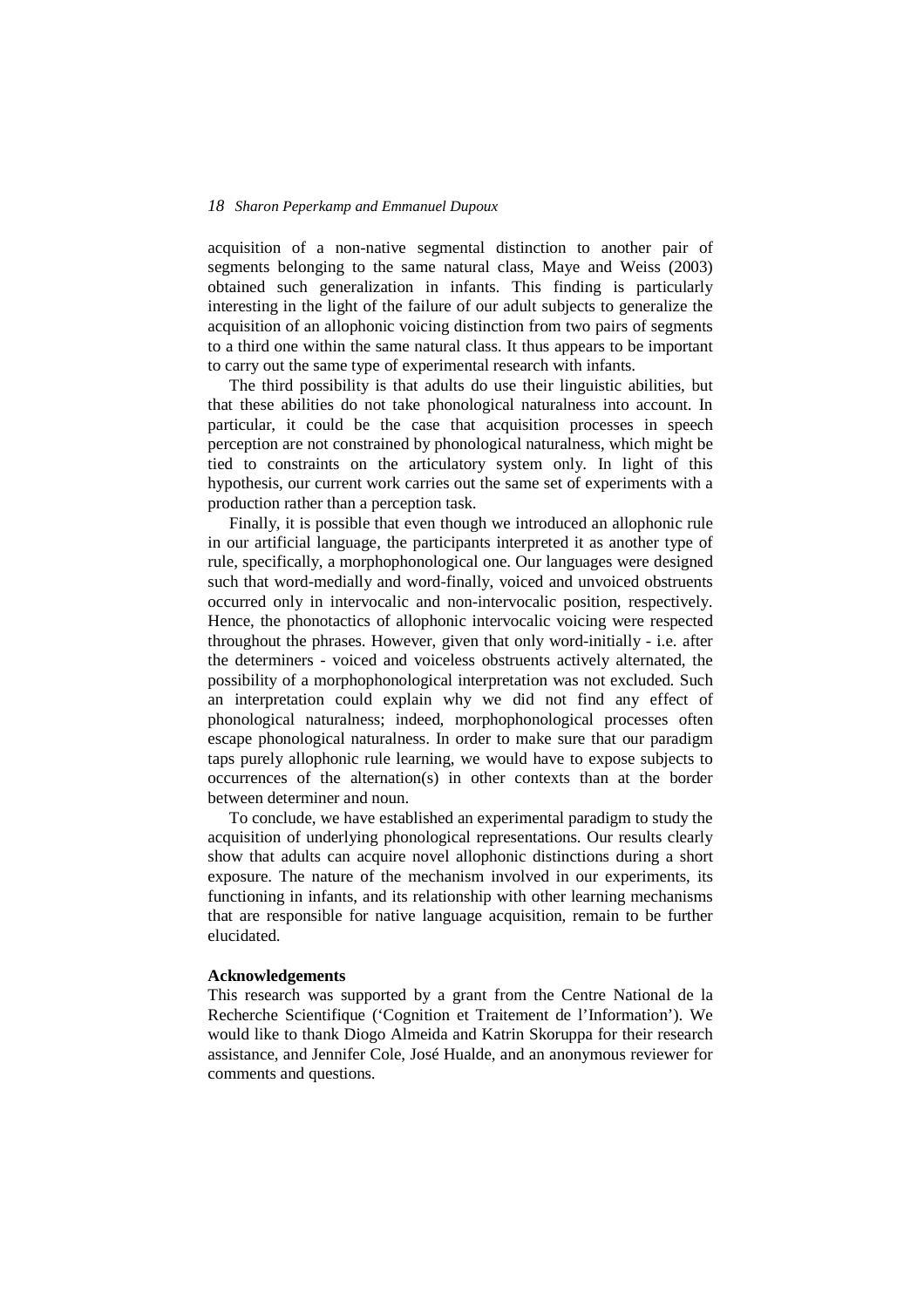acquisition of a non-native segmental distinction to another pair of segments belonging to the same natural class, Maye and Weiss (2003) obtained such generalization in infants. This finding is particularly interesting in the light of the failure of our adult subjects to generalize the acquisition of an allophonic voicing distinction from two pairs of segments to a third one within the same natural class. It thus appears to be important to carry out the same type of experimental research with infants.

The third possibility is that adults do use their linguistic abilities, but that these abilities do not take phonological naturalness into account. In particular, it could be the case that acquisition processes in speech perception are not constrained by phonological naturalness, which might be tied to constraints on the articulatory system only. In light of this hypothesis, our current work carries out the same set of experiments with a production rather than a perception task.

Finally, it is possible that even though we introduced an allophonic rule in our artificial language, the participants interpreted it as another type of rule, specifically, a morphophonological one. Our languages were designed such that word-medially and word-finally, voiced and unvoiced obstruents occurred only in intervocalic and non-intervocalic position, respectively. Hence, the phonotactics of allophonic intervocalic voicing were respected throughout the phrases. However, given that only word-initially - i.e. after the determiners - voiced and voiceless obstruents actively alternated, the possibility of a morphophonological interpretation was not excluded. Such an interpretation could explain why we did not find any effect of phonological naturalness; indeed, morphophonological processes often escape phonological naturalness. In order to make sure that our paradigm taps purely allophonic rule learning, we would have to expose subjects to occurrences of the alternation(s) in other contexts than at the border between determiner and noun.

To conclude, we have established an experimental paradigm to study the acquisition of underlying phonological representations. Our results clearly show that adults can acquire novel allophonic distinctions during a short exposure. The nature of the mechanism involved in our experiments, its functioning in infants, and its relationship with other learning mechanisms that are responsible for native language acquisition, remain to be further elucidated.

**Acknowledgements**

This research was supported by a grant from the Centre National de la Recherche Scientifique ('Cognition et Traitement de l'Information'). We would like to thank Diogo Almeida and Katrin Skoruppa for their research assistance, and Jennifer Cole, José Hualde, and an anonymous reviewer for comments and questions.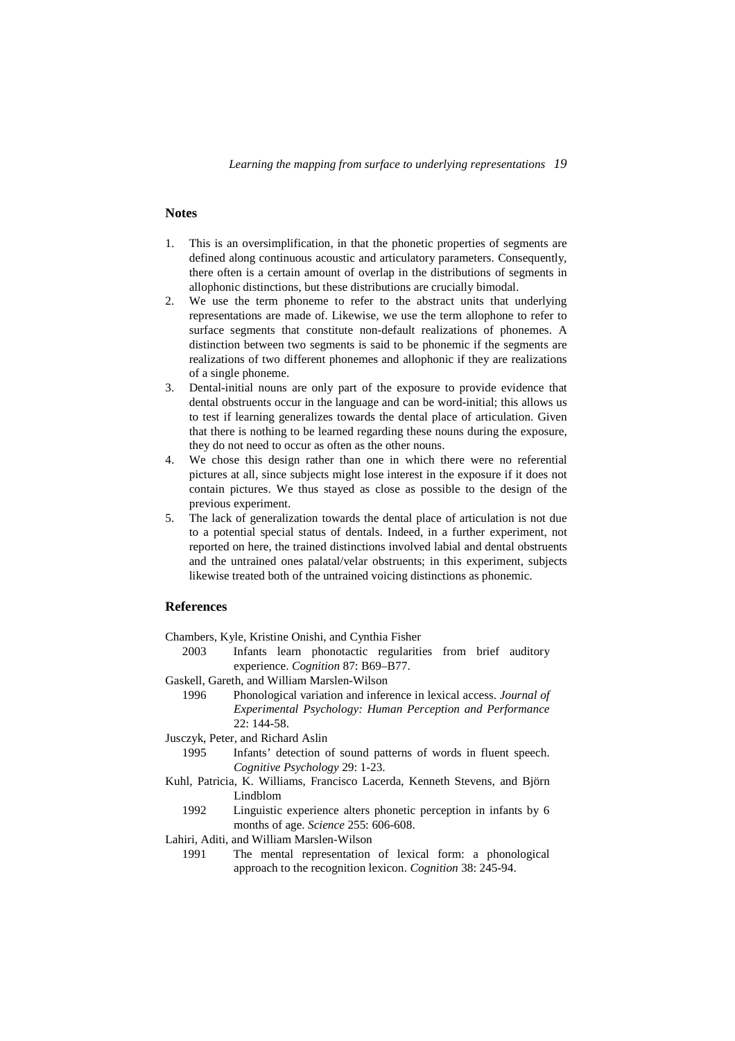## Notes

1. This is an oversimplification, in that the phonetic properties of segments are defined along continuous acoustic and articulatory parameters. Consequently, there often is a certain amount of overlap in the distributions of segments in allophonic distinctions, but these distributions are crucially bimodal.
2. We use the term phoneme to refer to the abstract units that underlying representations are made of. Likewise, we use the term allophone to refer to surface segments that constitute non-default realizations of phonemes. A distinction between two segments is said to be phonemic if the segments are realizations of two different phonemes and allophonic if they are realizations of a single phoneme.
3. Dental-initial nouns are only part of the exposure to provide evidence that dental obstruents occur in the language and can be word-initial; this allows us to test if learning generalizes towards the dental place of articulation. Given that there is nothing to be learned regarding these nouns during the exposure, they do not need to occur as often as the other nouns.
4. We chose this design rather than one in which there were no referential pictures at all, since subjects might lose interest in the exposure if it does not contain pictures. We thus stayed as close as possible to the design of the previous experiment.
5. The lack of generalization towards the dental place of articulation is not due to a potential special status of dentals. Indeed, in a further experiment, not reported on here, the trained distinctions involved labial and dental obstruents and the untrained ones palatal/velar obstruents; in this experiment, subjects likewise treated both of the untrained voicing distinctions as phonemic.

## References

Chambers, Kyle, Kristine Onishi, and Cynthia Fisher
 2003 Infants learn phonotactic regularities from brief auditory experience. *Cognition* 87: B69–B77.

Gaskell, Gareth, and William Marslen-Wilson
 1996 Phonological variation and inference in lexical access. *Journal of Experimental Psychology: Human Perception and Performance* 22: 144-58.

Jusczyk, Peter, and Richard Aslin
 1995 Infants' detection of sound patterns of words in fluent speech. *Cognitive Psychology* 29: 1-23.

Kuhl, Patricia, K. Williams, Francisco Lacerda, Kenneth Stevens, and Björn Lindblom
 1992 Linguistic experience alters phonetic perception in infants by 6 months of age. *Science* 255: 606-608.

Lahiri, Aditi, and William Marslen-Wilson
 1991 The mental representation of lexical form: a phonological approach to the recognition lexicon. *Cognition* 38: 245-94.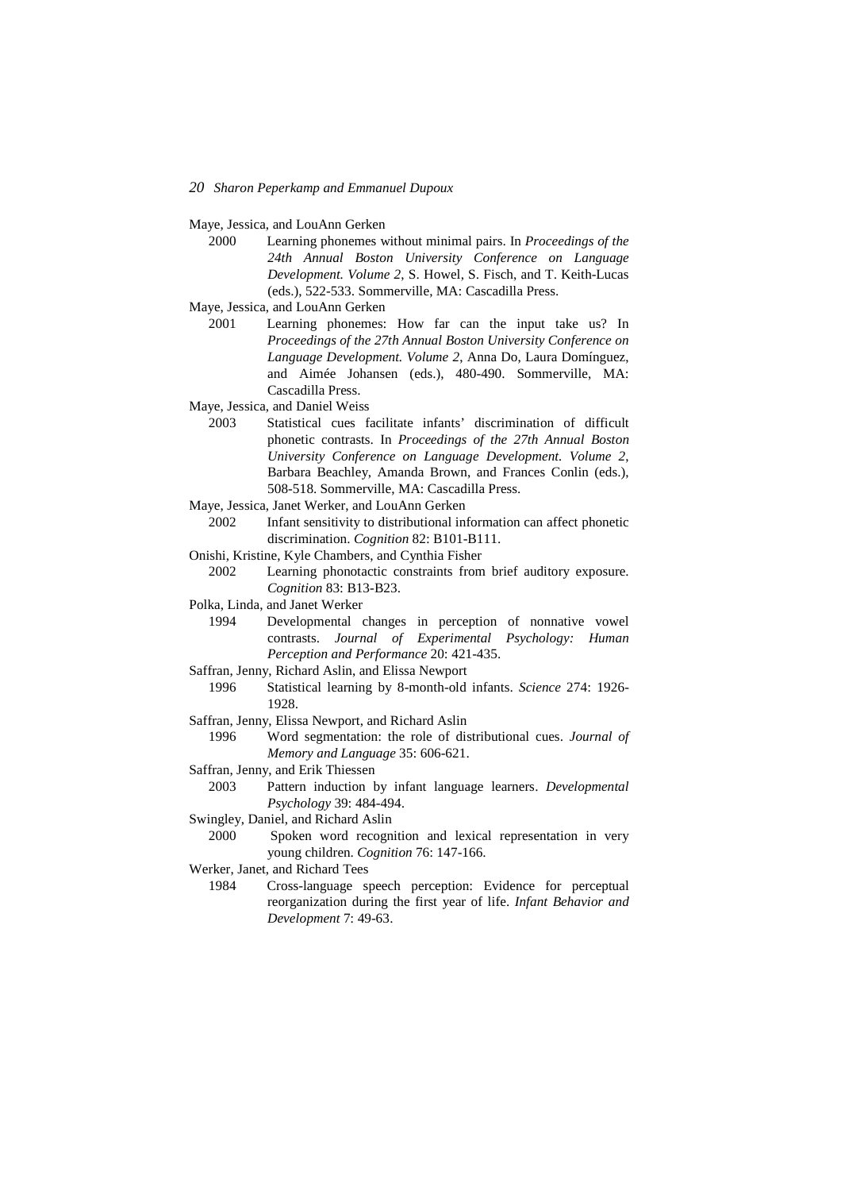Maye, Jessica, and LouAnn Gerken

2000 Learning phonemes without minimal pairs. In *Proceedings of the 24th Annual Boston University Conference on Language Development. Volume 2*, S. Howel, S. Fisch, and T. Keith-Lucas (eds.), 522-533. Sommerville, MA: Cascadilla Press.

Maye, Jessica, and LouAnn Gerken

2001 Learning phonemes: How far can the input take us? In *Proceedings of the 27th Annual Boston University Conference on Language Development. Volume 2*, Anna Do, Laura Domínguez, and Aimée Johansen (eds.), 480-490. Sommerville, MA: Cascadilla Press.

Maye, Jessica, and Daniel Weiss

2003 Statistical cues facilitate infants' discrimination of difficult phonetic contrasts. In *Proceedings of the 27th Annual Boston University Conference on Language Development. Volume 2*, Barbara Beachley, Amanda Brown, and Frances Conlin (eds.), 508-518. Sommerville, MA: Cascadilla Press.

Maye, Jessica, Janet Werker, and LouAnn Gerken

2002 Infant sensitivity to distributional information can affect phonetic discrimination. *Cognition* 82: B101-B111.

Onishi, Kristine, Kyle Chambers, and Cynthia Fisher

2002 Learning phonotactic constraints from brief auditory exposure. *Cognition* 83: B13-B23.

Polka, Linda, and Janet Werker

1994 Developmental changes in perception of nonnative vowel contrasts. *Journal of Experimental Psychology: Human Perception and Performance* 20: 421-435.

Saffran, Jenny, Richard Aslin, and Elissa Newport

1996 Statistical learning by 8-month-old infants. *Science* 274: 1926-1928.

Saffran, Jenny, Elissa Newport, and Richard Aslin

1996 Word segmentation: the role of distributional cues. *Journal of Memory and Language* 35: 606-621.

Saffran, Jenny, and Erik Thiessen

2003 Pattern induction by infant language learners. *Developmental Psychology* 39: 484-494.

Swingley, Daniel, and Richard Aslin

2000 Spoken word recognition and lexical representation in very young children. *Cognition* 76: 147-166.

Werker, Janet, and Richard Tees

1984 Cross-language speech perception: Evidence for perceptual reorganization during the first year of life. *Infant Behavior and Development* 7: 49-63.